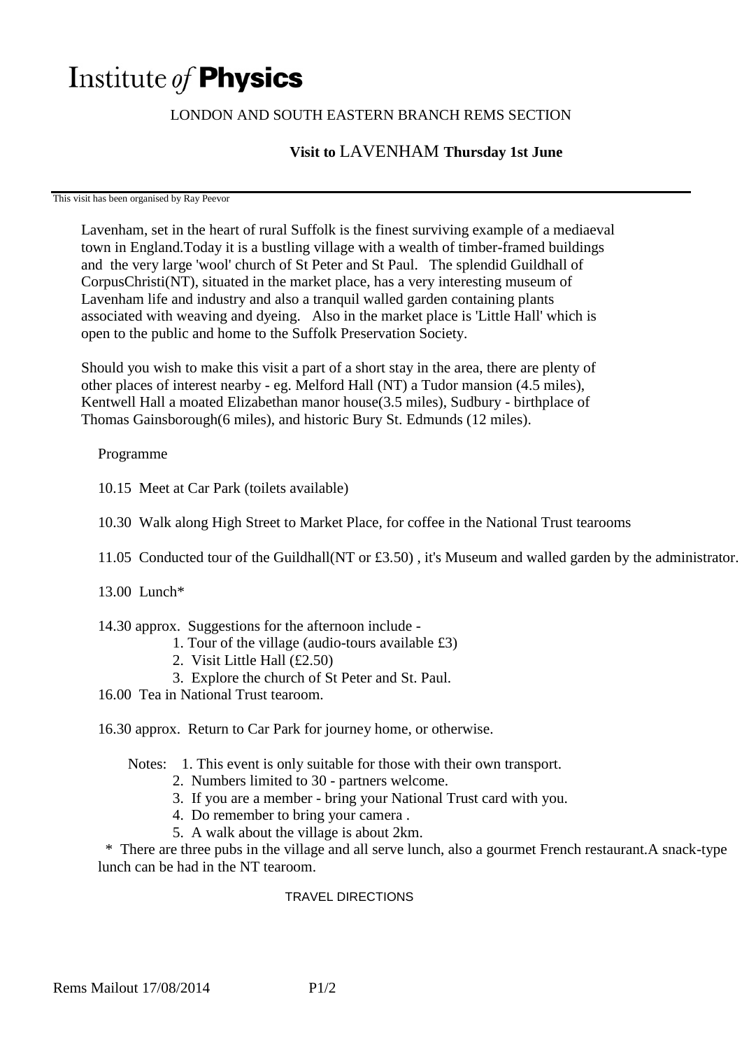# Institute *of* **Physics**

LONDON AND SOUTH EASTERN BRANCH REMS SECTION

**Visit to** LAVENHAM **Thursday 1st June**

This visit has been organised by Ray Peevor

Lavenham, set in the heart of rural Suffolk is the finest surviving example of a mediaeval town in England.Today it is a bustling village with a wealth of timber-framed buildings and the very large 'wool' church of St Peter and St Paul. The splendid Guildhall of CorpusChristi(NT), situated in the market place, has a very interesting museum of Lavenham life and industry and also a tranquil walled garden containing plants associated with weaving and dyeing. Also in the market place is 'Little Hall' which is open to the public and home to the Suffolk Preservation Society.

Should you wish to make this visit a part of a short stay in the area, there are plenty of other places of interest nearby - eg. Melford Hall (NT) a Tudor mansion (4.5 miles), Kentwell Hall a moated Elizabethan manor house(3.5 miles), Sudbury - birthplace of Thomas Gainsborough(6 miles), and historic Bury St. Edmunds (12 miles).

Programme

10.15 Meet at Car Park (toilets available)

10.30 Walk along High Street to Market Place, for coffee in the National Trust tearooms

11.05 Conducted tour of the Guildhall(NT or £3.50) , it's Museum and walled garden by the administrator.

13.00 Lunch*

14.30 approx. Suggestions for the afternoon include -

1. Tour of the village (audio-tours available £3)
2. Visit Little Hall (£2.50)
3. Explore the church of St Peter and St. Paul.

16.00 Tea in National Trust tearoom.

16.30 approx. Return to Car Park for journey home, or otherwise.

Notes:
1. This event is only suitable for those with their own transport.
2. Numbers limited to 30 - partners welcome.
3. If you are a member - bring your National Trust card with you.
4. Do remember to bring your camera .
5. A walk about the village is about 2km.

\* There are three pubs in the village and all serve lunch, also a gourmet French restaurant.A snack-type lunch can be had in the NT tearoom.

TRAVEL DIRECTIONS

Rems Mailout 17/08/2014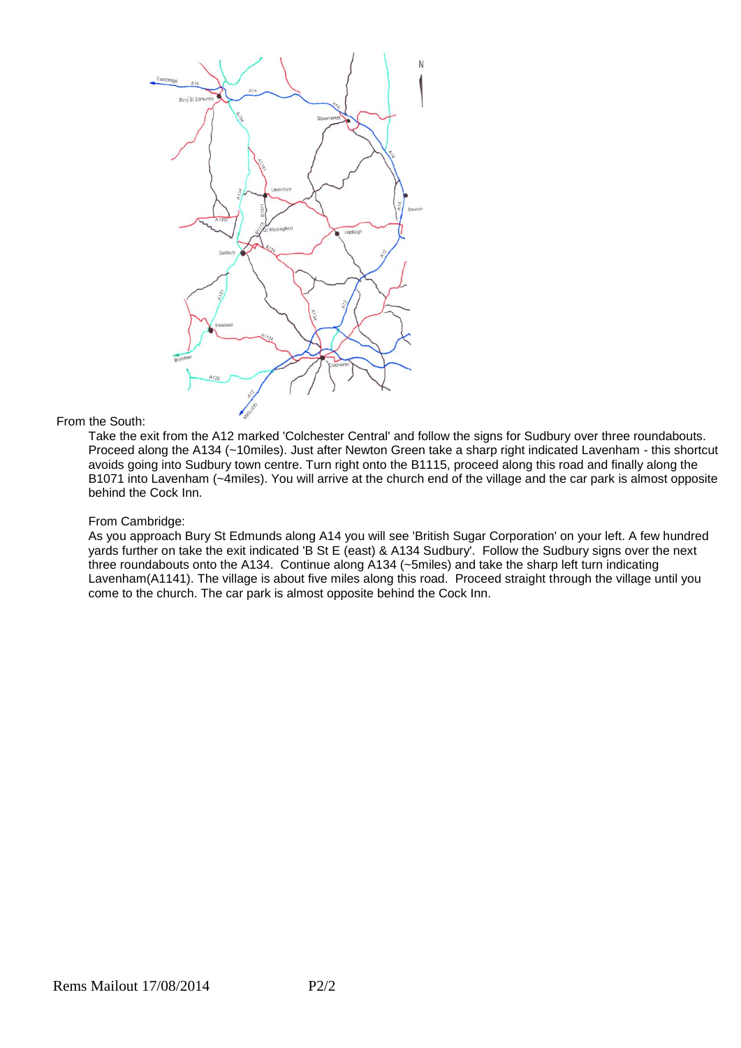N

Cambridge

A14

Bury St Edmunds

A14

A134

Stowmarket

A14

A14

A1141

Lavenham

A134

B1071

A14

Ipswich

A1092

B1115

St Waldingfield

Hadleigh

Sudbury

A134

A12

A131

A134

A12

Halstead

A1124

Braintree

Colchester

A120

A12

M25/London

From the South:

Take the exit from the A12 marked 'Colchester Central' and follow the signs for Sudbury over three roundabouts. Proceed along the A134 (~10miles). Just after Newton Green take a sharp right indicated Lavenham - this shortcut avoids going into Sudbury town centre. Turn right onto the B1115, proceed along this road and finally along the B1071 into Lavenham (~4miles). You will arrive at the church end of the village and the car park is almost opposite behind the Cock Inn.

From Cambridge:

As you approach Bury St Edmunds along A14 you will see 'British Sugar Corporation' on your left. A few hundred yards further on take the exit indicated 'B St E (east) & A134 Sudbury'. Follow the Sudbury signs over the next three roundabouts onto the A134. Continue along A134 (~5miles) and take the sharp left turn indicating Lavenham(A1141). The village is about five miles along this road. Proceed straight through the village until you come to the church. The car park is almost opposite behind the Cock Inn.